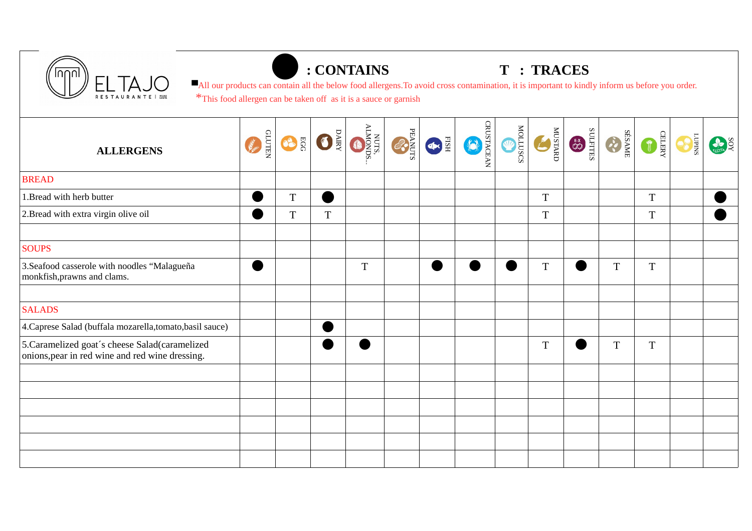EL TAJO
RESTAURANTE

● : CONTAINS T : TRACES

■All our products can contain all the below food allergens.To avoid cross contamination, it is important to kindly inform us before you order.

*This food allergen can be taken off as it is a sauce or garnish

| ALLERGENS | GLUTEN | EGG | DAIRY | NUTS, ALMONDS... | PEANUTS | FISH | CRUSTACEAN | MOLLUSCS | MUSTARD | SULFITES | SÉSAME | CELERY | LUPINS | SOY |
|---|---|---|---|---|---|---|---|---|---|---|---|---|---|---|
| BREAD | | | | | | | | | | | | | | |
| 1.Bread with herb butter | ● | T | ● | | | | | | T | | | T | | ● |
| 2.Bread with extra virgin olive oil | ● | T | T | | | | | | T | | | T | | ● |
| | | | | | | | | | | | | | | |
| SOUPS | | | | | | | | | | | | | | |
| 3.Seafood casserole with noodles "Malagueña monkfish,prawns and clams. | ● | | | T | | ● | ● | ● | T | ● | T | T | | |
| | | | | | | | | | | | | | | |
| SALADS | | | | | | | | | | | | | | |
| 4.Caprese Salad (buffala mozarella,tomato,basil sauce) | | | ● | | | | | | | | | | | |
| 5.Caramelized goat´s cheese Salad(caramelized onions,pear in red wine and red wine dressing. | | | ● | ● | | | | | T | ● | T | T | | |
| | | | | | | | | | | | | | | |
| | | | | | | | | | | | | | | |
| | | | | | | | | | | | | | | |
| | | | | | | | | | | | | | | |
| | | | | | | | | | | | | | | |
| | | | | | | | | | | | | | | |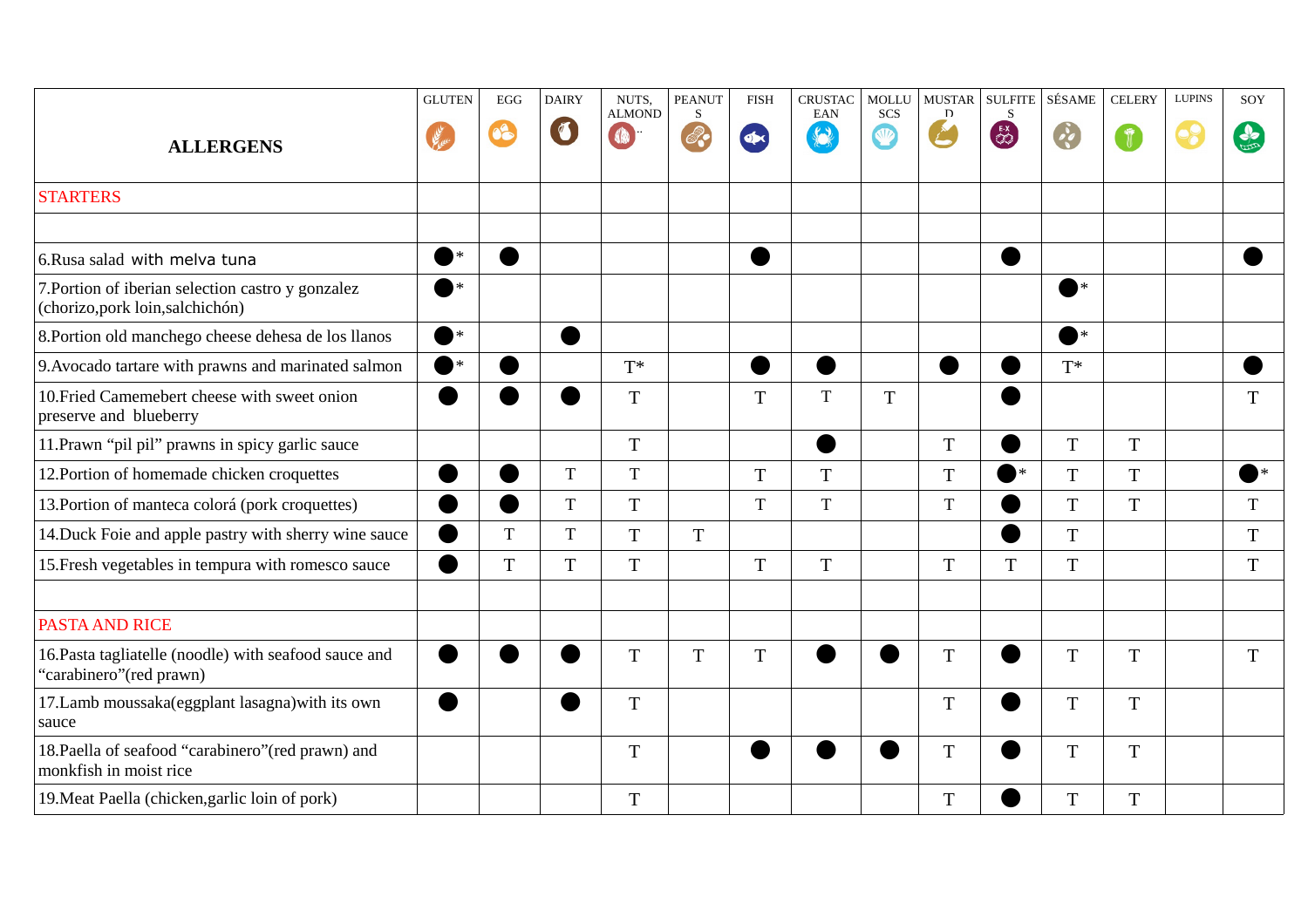| ALLERGENS | GLUTEN | EGG | DAIRY | NUTS, ALMOND | PEANUTS | FISH | CRUSTACEAN | MOLLUSCS | MUSTARD | SULFITES | SÉSAME | CELERY | LUPINS | SOY |
|---|---|---|---|---|---|---|---|---|---|---|---|---|---|---|
| STARTERS | | | | | | | | | | | | | | |
| | | | | | | | | | | | | | | |
| 6.Rusa salad with melva tuna | ●* | ● | | | | ● | | | | ● | | | | ● |
| 7.Portion of iberian selection castro y gonzalez (chorizo,pork loin,salchichón) | ●* | | | | | | | | | | ●* | | | |
| 8.Portion old manchego cheese dehesa de los llanos | ●* | | ● | | | | | | | | ●* | | | |
| 9.Avocado tartare with prawns and marinated salmon | ●* | ● | | T* | | ● | ● | | ● | ● | T* | | | ● |
| 10.Fried Camemebert cheese with sweet onion preserve and blueberry | ● | ● | ● | T | | T | T | T | | ● | | | | T |
| 11.Prawn "pil pil" prawns in spicy garlic sauce | | | | T | | | ● | | T | ● | T | T | | |
| 12.Portion of homemade chicken croquettes | ● | ● | T | T | | T | T | | T | ●* | T | T | | ●* |
| 13.Portion of manteca colorá (pork croquettes) | ● | ● | T | T | | T | T | | T | ● | T | T | | T |
| 14.Duck Foie and apple pastry with sherry wine sauce | ● | T | T | T | T | | | | | ● | T | | | T |
| 15.Fresh vegetables in tempura with romesco sauce | ● | T | T | T | | T | T | | T | T | T | | | T |
| | | | | | | | | | | | | | | |
| PASTA AND RICE | | | | | | | | | | | | | | |
| 16.Pasta tagliatelle (noodle) with seafood sauce and "carabinero"(red prawn) | ● | ● | ● | T | T | T | ● | ● | T | ● | T | T | | T |
| 17.Lamb moussaka(eggplant lasagna)with its own sauce | ● | | ● | T | | | | | T | ● | T | T | | |
| 18.Paella of seafood "carabinero"(red prawn) and monkfish in moist rice | | | | T | | ● | ● | ● | T | ● | T | T | | |
| 19.Meat Paella (chicken,garlic loin of pork) | | | | T | | | | | T | ● | T | T | | |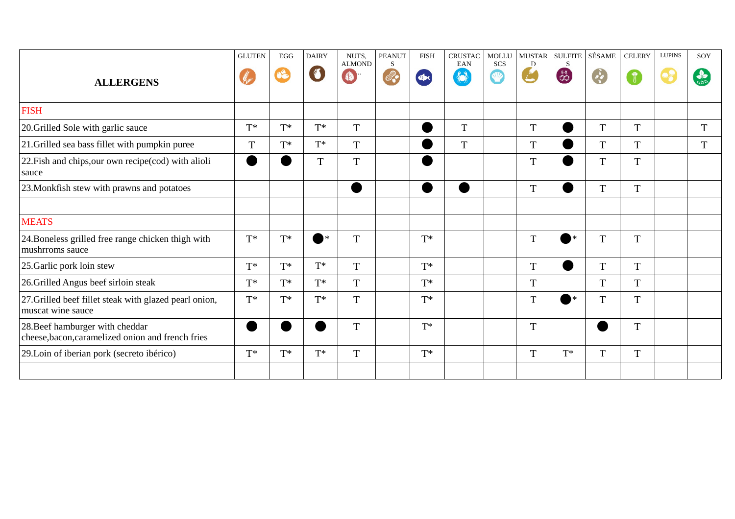| ALLERGENS | GLUTEN | EGG | DAIRY | NUTS, ALMOND.. | PEANUTS | FISH | CRUSTACEAN | MOLLUSCS | MUSTARD | SULFITES | SÉSAME | CELERY | LUPINS | SOY |
|---|---|---|---|---|---|---|---|---|---|---|---|---|---|---|
| FISH | | | | | | | | | | | | | | |
| 20.Grilled Sole with garlic sauce | T* | T* | T* | T | | ● | T | | T | ● | T | T | | T |
| 21.Grilled sea bass fillet with pumpkin puree | T | T* | T* | T | | ● | T | | T | ● | T | T | | T |
| 22.Fish and chips,our own recipe(cod) with alioli sauce | ● | ● | T | T | | ● | | | T | ● | T | T | | |
| 23.Monkfish stew with prawns and potatoes | | | | ● | | ● | ● | | T | ● | T | T | | |
| | | | | | | | | | | | | | | |
| MEATS | | | | | | | | | | | | | | |
| 24.Boneless grilled free range chicken thigh with mushrroms sauce | T* | T* | ●* | T | | T* | | | T | ●* | T | T | | |
| 25.Garlic pork loin stew | T* | T* | T* | T | | T* | | | T | ● | T | T | | |
| 26.Grilled Angus beef sirloin steak | T* | T* | T* | T | | T* | | | T | | T | T | | |
| 27.Grilled beef fillet steak with glazed pearl onion, muscat wine sauce | T* | T* | T* | T | | T* | | | T | ●* | T | T | | |
| 28.Beef hamburger with cheddar cheese,bacon,caramelized onion and french fries | ● | ● | ● | T | | T* | | | T | | ● | T | | |
| 29.Loin of iberian pork (secreto ibérico) | T* | T* | T* | T | | T* | | | T | T* | T | T | | |
| | | | | | | | | | | | | | | |